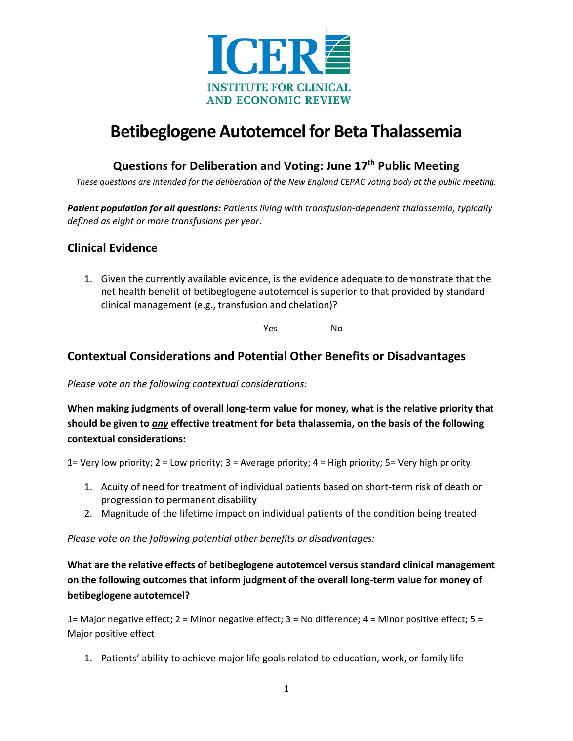ICER

INSTITUTE FOR CLINICAL AND ECONOMIC REVIEW

# Betibeglogene Autotemcel for Beta Thalassemia

## Questions for Deliberation and Voting: June 17th Public Meeting

*These questions are intended for the deliberation of the New England CEPAC voting body at the public meeting.*

***Patient population for all questions:*** *Patients living with transfusion-dependent thalassemia, typically defined as eight or more transfusions per year.*

## Clinical Evidence

1. Given the currently available evidence, is the evidence adequate to demonstrate that the net health benefit of betibeglogene autotemcel is superior to that provided by standard clinical management (e.g., transfusion and chelation)?

   Yes No

## Contextual Considerations and Potential Other Benefits or Disadvantages

*Please vote on the following contextual considerations:*

**When making judgments of overall long-term value for money, what is the relative priority that should be given to *any* effective treatment for beta thalassemia, on the basis of the following contextual considerations:**

1= Very low priority; 2 = Low priority; 3 = Average priority; 4 = High priority; 5= Very high priority

1. Acuity of need for treatment of individual patients based on short-term risk of death or progression to permanent disability
2. Magnitude of the lifetime impact on individual patients of the condition being treated

*Please vote on the following potential other benefits or disadvantages:*

**What are the relative effects of betibeglogene autotemcel versus standard clinical management on the following outcomes that inform judgment of the overall long-term value for money of betibeglogene autotemcel?**

1= Major negative effect; 2 = Minor negative effect; 3 = No difference; 4 = Minor positive effect; 5 = Major positive effect

1. Patients' ability to achieve major life goals related to education, work, or family life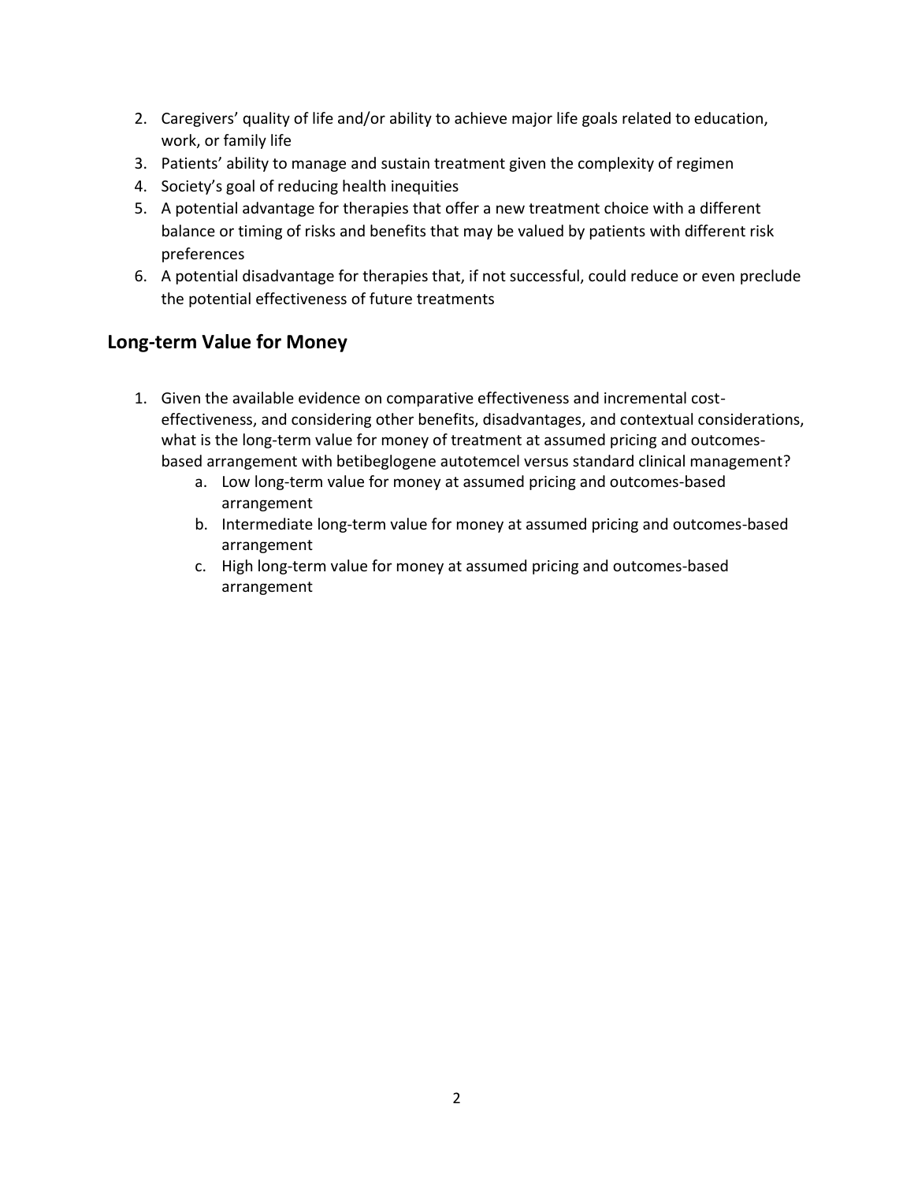2. Caregivers' quality of life and/or ability to achieve major life goals related to education, work, or family life
3. Patients' ability to manage and sustain treatment given the complexity of regimen
4. Society's goal of reducing health inequities
5. A potential advantage for therapies that offer a new treatment choice with a different balance or timing of risks and benefits that may be valued by patients with different risk preferences
6. A potential disadvantage for therapies that, if not successful, could reduce or even preclude the potential effectiveness of future treatments

## Long-term Value for Money

1. Given the available evidence on comparative effectiveness and incremental cost-effectiveness, and considering other benefits, disadvantages, and contextual considerations, what is the long-term value for money of treatment at assumed pricing and outcomes-based arrangement with betibeglogene autotemcel versus standard clinical management?
    a. Low long-term value for money at assumed pricing and outcomes-based arrangement
    b. Intermediate long-term value for money at assumed pricing and outcomes-based arrangement
    c. High long-term value for money at assumed pricing and outcomes-based arrangement